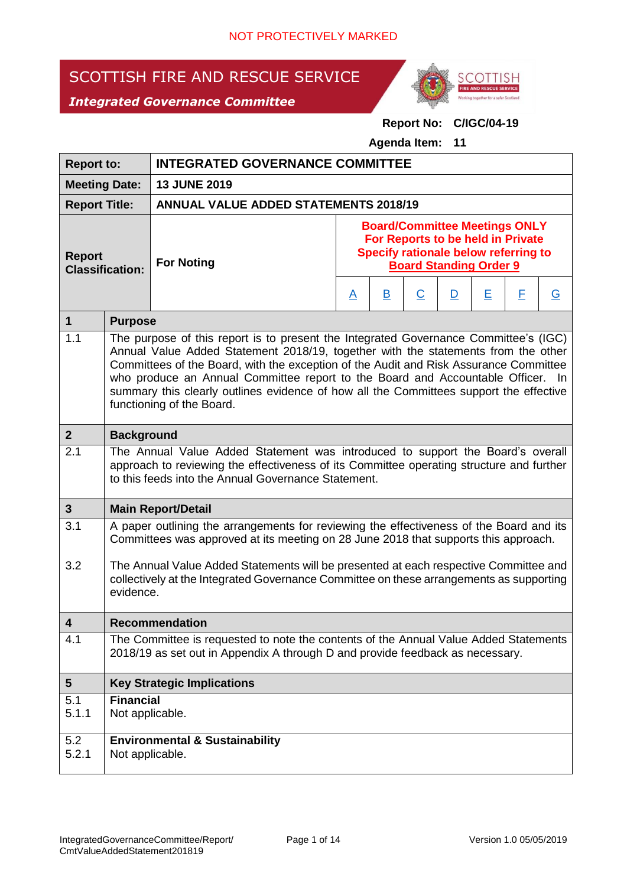NOT PROTECTIVELY MARKED

# SCOTTISH FIRE AND RESCUE SERVICE

***Integrated Governance Committee***

**Report No: C/IGC/04-19**

**Agenda Item: 11**

| **Report to:** | **INTEGRATED GOVERNANCE COMMITTEE** | | | | | | | |
|---|---|---|---|---|---|---|---|---|
| **Meeting Date:** | **13 JUNE 2019** | | | | | | | |
| **Report Title:** | **ANNUAL VALUE ADDED STATEMENTS 2018/19** | | | | | | | |
| **Report Classification:** | **For Noting** | **Board/Committee Meetings ONLY For Reports to be held in Private Specify rationale below referring to Board Standing Order 9** | | | | | | |
| | | A | B | C | D | E | F | G |

| | |
|---|---|
| **1** | **Purpose** |
| 1.1 | The purpose of this report is to present the Integrated Governance Committee's (IGC) Annual Value Added Statement 2018/19, together with the statements from the other Committees of the Board, with the exception of the Audit and Risk Assurance Committee who produce an Annual Committee report to the Board and Accountable Officer. In summary this clearly outlines evidence of how all the Committees support the effective functioning of the Board. |
| **2** | **Background** |
| 2.1 | The Annual Value Added Statement was introduced to support the Board's overall approach to reviewing the effectiveness of its Committee operating structure and further to this feeds into the Annual Governance Statement. |
| **3** | **Main Report/Detail** |
| 3.1 | A paper outlining the arrangements for reviewing the effectiveness of the Board and its Committees was approved at its meeting on 28 June 2018 that supports this approach. |
| 3.2 | The Annual Value Added Statements will be presented at each respective Committee and collectively at the Integrated Governance Committee on these arrangements as supporting evidence. |
| **4** | **Recommendation** |
| 4.1 | The Committee is requested to note the contents of the Annual Value Added Statements 2018/19 as set out in Appendix A through D and provide feedback as necessary. |
| **5** | **Key Strategic Implications** |
| 5.1<br>5.1.1 | **Financial**<br>Not applicable. |
| 5.2<br>5.2.1 | **Environmental & Sustainability**<br>Not applicable. |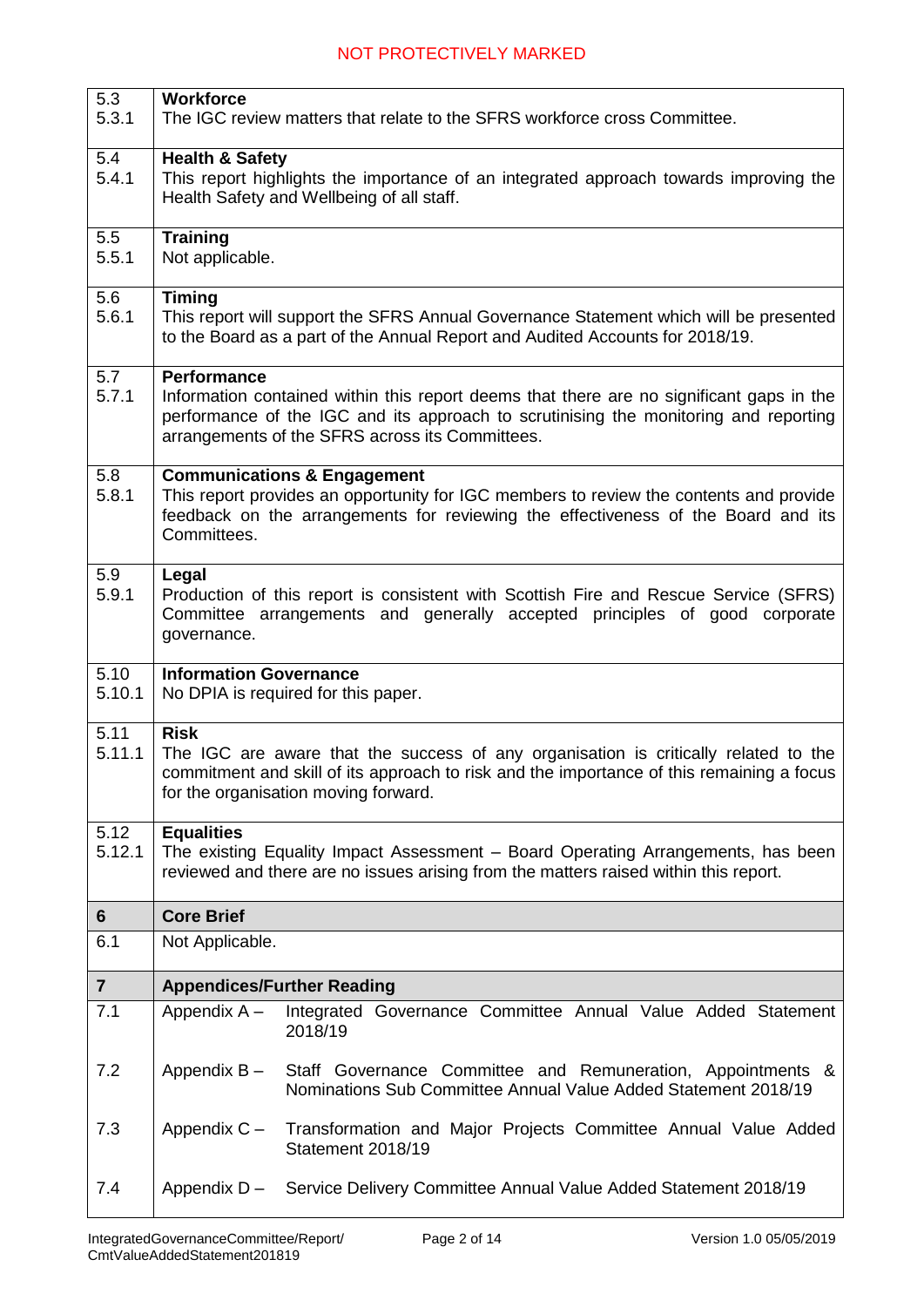| | |
|---|---|
| 5.3<br>5.3.1 | **Workforce**<br>The IGC review matters that relate to the SFRS workforce cross Committee. |
| 5.4<br>5.4.1 | **Health & Safety**<br>This report highlights the importance of an integrated approach towards improving the Health Safety and Wellbeing of all staff. |
| 5.5<br>5.5.1 | **Training**<br>Not applicable. |
| 5.6<br>5.6.1 | **Timing**<br>This report will support the SFRS Annual Governance Statement which will be presented to the Board as a part of the Annual Report and Audited Accounts for 2018/19. |
| 5.7<br>5.7.1 | **Performance**<br>Information contained within this report deems that there are no significant gaps in the performance of the IGC and its approach to scrutinising the monitoring and reporting arrangements of the SFRS across its Committees. |
| 5.8<br>5.8.1 | **Communications & Engagement**<br>This report provides an opportunity for IGC members to review the contents and provide feedback on the arrangements for reviewing the effectiveness of the Board and its Committees. |
| 5.9<br>5.9.1 | **Legal**<br>Production of this report is consistent with Scottish Fire and Rescue Service (SFRS) Committee arrangements and generally accepted principles of good corporate governance. |
| 5.10<br>5.10.1 | **Information Governance**<br>No DPIA is required for this paper. |
| 5.11<br>5.11.1 | **Risk**<br>The IGC are aware that the success of any organisation is critically related to the commitment and skill of its approach to risk and the importance of this remaining a focus for the organisation moving forward. |
| 5.12<br>5.12.1 | **Equalities**<br>The existing Equality Impact Assessment – Board Operating Arrangements, has been reviewed and there are no issues arising from the matters raised within this report. |
| **6** | **Core Brief** |
| 6.1 | Not Applicable. |
| **7** | **Appendices/Further Reading** |
| 7.1 | Appendix A – Integrated Governance Committee Annual Value Added Statement 2018/19 |
| 7.2 | Appendix B – Staff Governance Committee and Remuneration, Appointments & Nominations Sub Committee Annual Value Added Statement 2018/19 |
| 7.3 | Appendix C – Transformation and Major Projects Committee Annual Value Added Statement 2018/19 |
| 7.4 | Appendix D – Service Delivery Committee Annual Value Added Statement 2018/19 |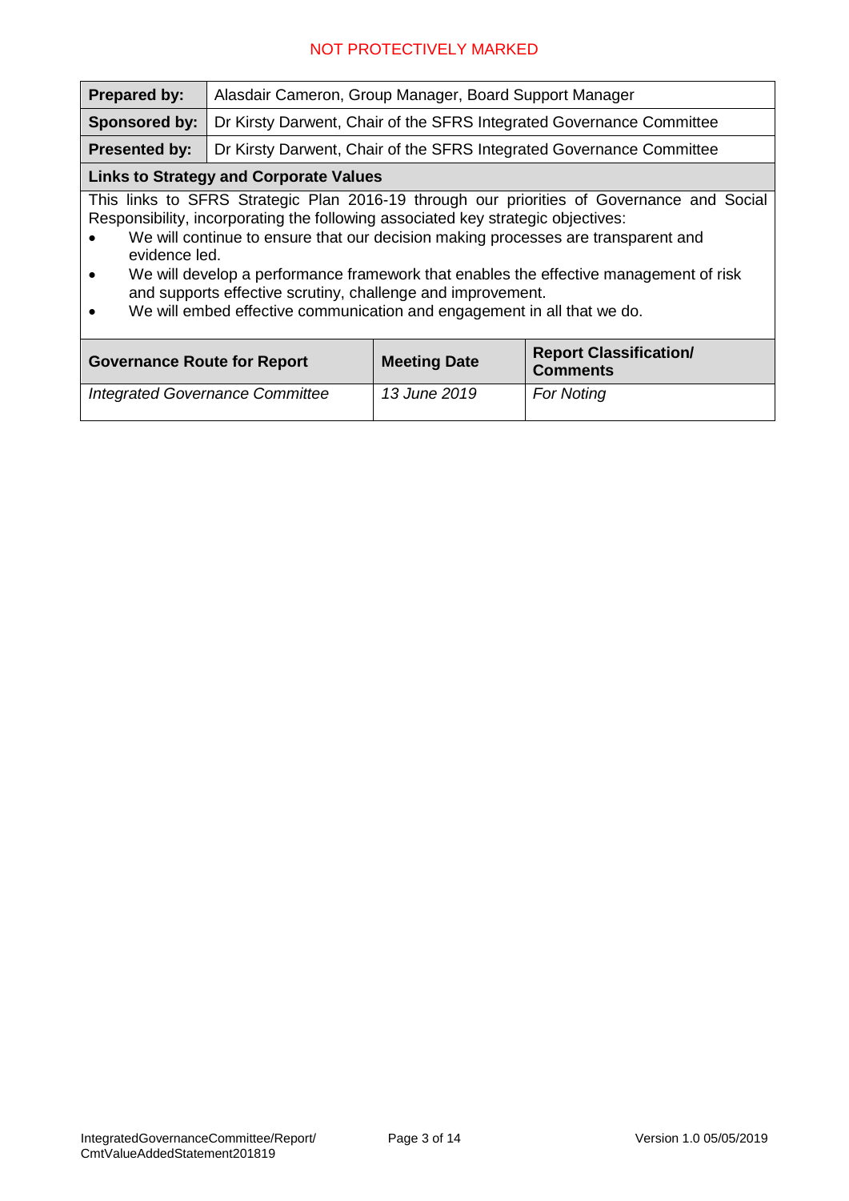NOT PROTECTIVELY MARKED

| **Prepared by:** | Alasdair Cameron, Group Manager, Board Support Manager |
|---|---|
| **Sponsored by:** | Dr Kirsty Darwent, Chair of the SFRS Integrated Governance Committee |
| **Presented by:** | Dr Kirsty Darwent, Chair of the SFRS Integrated Governance Committee |

**Links to Strategy and Corporate Values**

This links to SFRS Strategic Plan 2016-19 through our priorities of Governance and Social Responsibility, incorporating the following associated key strategic objectives:

- We will continue to ensure that our decision making processes are transparent and evidence led.
- We will develop a performance framework that enables the effective management of risk and supports effective scrutiny, challenge and improvement.
- We will embed effective communication and engagement in all that we do.

| **Governance Route for Report** | **Meeting Date** | **Report Classification/ Comments** |
|---|---|---|
| *Integrated Governance Committee* | *13 June 2019* | *For Noting* |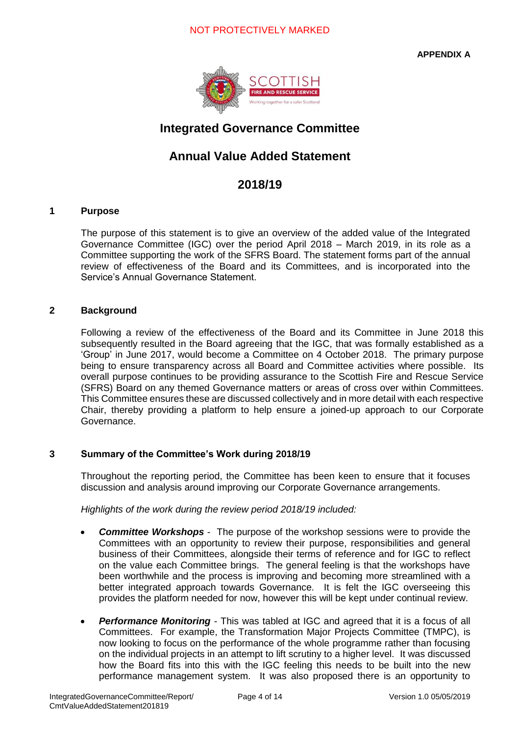NOT PROTECTIVELY MARKED

**APPENDIX A**

# Integrated Governance Committee

# Annual Value Added Statement

# 2018/19

## 1 Purpose

The purpose of this statement is to give an overview of the added value of the Integrated Governance Committee (IGC) over the period April 2018 – March 2019, in its role as a Committee supporting the work of the SFRS Board. The statement forms part of the annual review of effectiveness of the Board and its Committees, and is incorporated into the Service's Annual Governance Statement.

## 2 Background

Following a review of the effectiveness of the Board and its Committee in June 2018 this subsequently resulted in the Board agreeing that the IGC, that was formally established as a 'Group' in June 2017, would become a Committee on 4 October 2018. The primary purpose being to ensure transparency across all Board and Committee activities where possible. Its overall purpose continues to be providing assurance to the Scottish Fire and Rescue Service (SFRS) Board on any themed Governance matters or areas of cross over within Committees. This Committee ensures these are discussed collectively and in more detail with each respective Chair, thereby providing a platform to help ensure a joined-up approach to our Corporate Governance.

## 3 Summary of the Committee's Work during 2018/19

Throughout the reporting period, the Committee has been keen to ensure that it focuses discussion and analysis around improving our Corporate Governance arrangements.

*Highlights of the work during the review period 2018/19 included:*

- ***Committee Workshops*** - The purpose of the workshop sessions were to provide the Committees with an opportunity to review their purpose, responsibilities and general business of their Committees, alongside their terms of reference and for IGC to reflect on the value each Committee brings. The general feeling is that the workshops have been worthwhile and the process is improving and becoming more streamlined with a better integrated approach towards Governance. It is felt the IGC overseeing this provides the platform needed for now, however this will be kept under continual review.
- ***Performance Monitoring*** - This was tabled at IGC and agreed that it is a focus of all Committees. For example, the Transformation Major Projects Committee (TMPC), is now looking to focus on the performance of the whole programme rather than focusing on the individual projects in an attempt to lift scrutiny to a higher level. It was discussed how the Board fits into this with the IGC feeling this needs to be built into the new performance management system. It was also proposed there is an opportunity to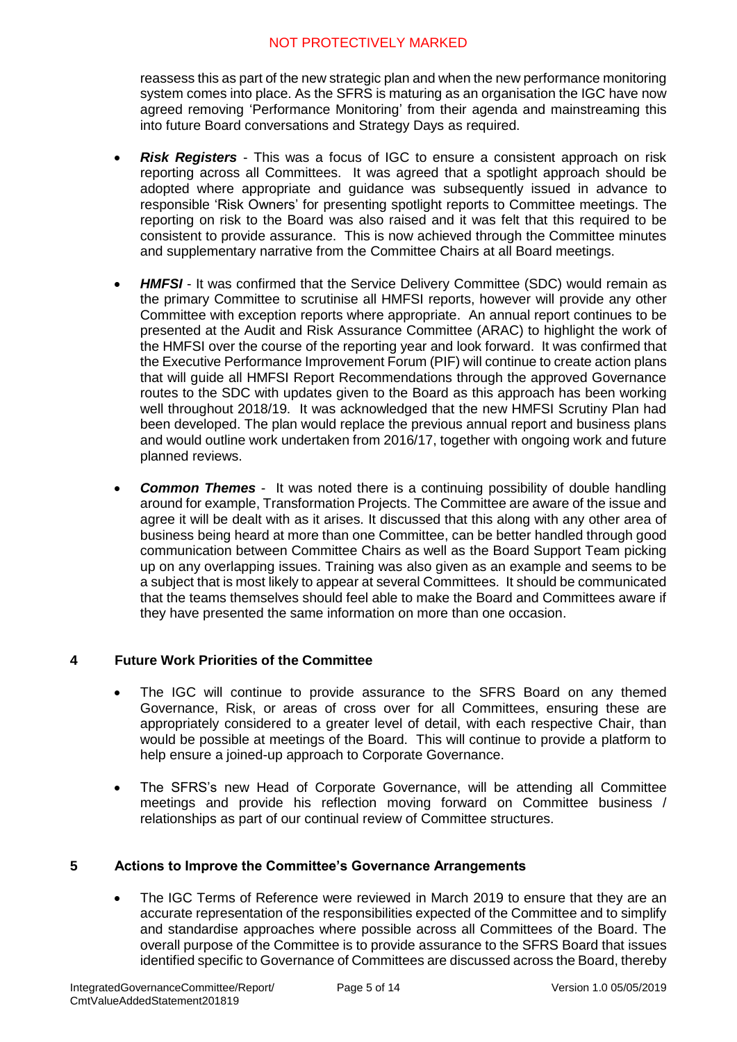reassess this as part of the new strategic plan and when the new performance monitoring system comes into place. As the SFRS is maturing as an organisation the IGC have now agreed removing 'Performance Monitoring' from their agenda and mainstreaming this into future Board conversations and Strategy Days as required.

- ***Risk Registers*** - This was a focus of IGC to ensure a consistent approach on risk reporting across all Committees. It was agreed that a spotlight approach should be adopted where appropriate and guidance was subsequently issued in advance to responsible 'Risk Owners' for presenting spotlight reports to Committee meetings. The reporting on risk to the Board was also raised and it was felt that this required to be consistent to provide assurance. This is now achieved through the Committee minutes and supplementary narrative from the Committee Chairs at all Board meetings.

- ***HMFSI*** - It was confirmed that the Service Delivery Committee (SDC) would remain as the primary Committee to scrutinise all HMFSI reports, however will provide any other Committee with exception reports where appropriate. An annual report continues to be presented at the Audit and Risk Assurance Committee (ARAC) to highlight the work of the HMFSI over the course of the reporting year and look forward. It was confirmed that the Executive Performance Improvement Forum (PIF) will continue to create action plans that will guide all HMFSI Report Recommendations through the approved Governance routes to the SDC with updates given to the Board as this approach has been working well throughout 2018/19. It was acknowledged that the new HMFSI Scrutiny Plan had been developed. The plan would replace the previous annual report and business plans and would outline work undertaken from 2016/17, together with ongoing work and future planned reviews.

- ***Common Themes*** - It was noted there is a continuing possibility of double handling around for example, Transformation Projects. The Committee are aware of the issue and agree it will be dealt with as it arises. It discussed that this along with any other area of business being heard at more than one Committee, can be better handled through good communication between Committee Chairs as well as the Board Support Team picking up on any overlapping issues. Training was also given as an example and seems to be a subject that is most likely to appear at several Committees. It should be communicated that the teams themselves should feel able to make the Board and Committees aware if they have presented the same information on more than one occasion.

## 4 Future Work Priorities of the Committee

- The IGC will continue to provide assurance to the SFRS Board on any themed Governance, Risk, or areas of cross over for all Committees, ensuring these are appropriately considered to a greater level of detail, with each respective Chair, than would be possible at meetings of the Board. This will continue to provide a platform to help ensure a joined-up approach to Corporate Governance.

- The SFRS's new Head of Corporate Governance, will be attending all Committee meetings and provide his reflection moving forward on Committee business / relationships as part of our continual review of Committee structures.

## 5 Actions to Improve the Committee's Governance Arrangements

- The IGC Terms of Reference were reviewed in March 2019 to ensure that they are an accurate representation of the responsibilities expected of the Committee and to simplify and standardise approaches where possible across all Committees of the Board. The overall purpose of the Committee is to provide assurance to the SFRS Board that issues identified specific to Governance of Committees are discussed across the Board, thereby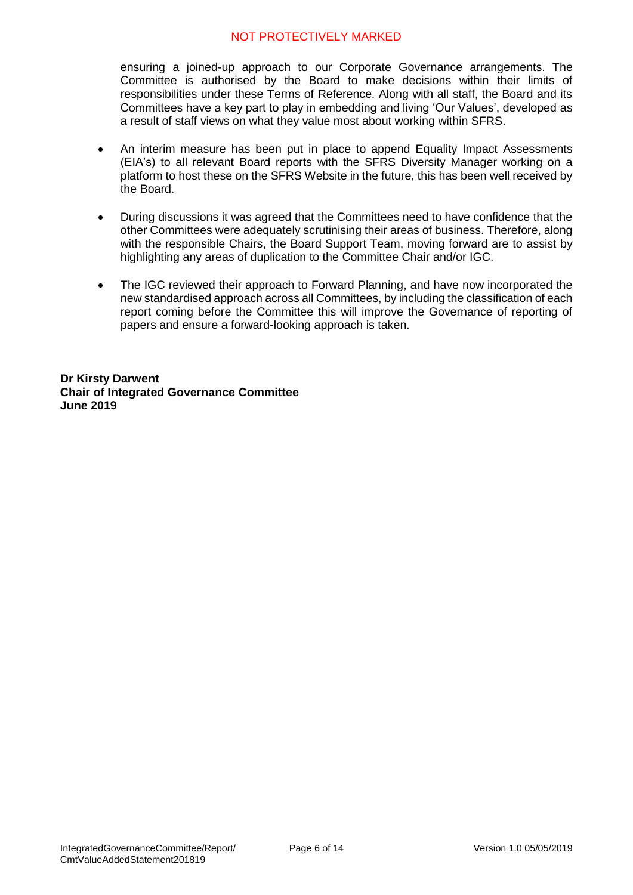ensuring a joined-up approach to our Corporate Governance arrangements. The Committee is authorised by the Board to make decisions within their limits of responsibilities under these Terms of Reference. Along with all staff, the Board and its Committees have a key part to play in embedding and living 'Our Values', developed as a result of staff views on what they value most about working within SFRS.

- An interim measure has been put in place to append Equality Impact Assessments (EIA's) to all relevant Board reports with the SFRS Diversity Manager working on a platform to host these on the SFRS Website in the future, this has been well received by the Board.
- During discussions it was agreed that the Committees need to have confidence that the other Committees were adequately scrutinising their areas of business. Therefore, along with the responsible Chairs, the Board Support Team, moving forward are to assist by highlighting any areas of duplication to the Committee Chair and/or IGC.
- The IGC reviewed their approach to Forward Planning, and have now incorporated the new standardised approach across all Committees, by including the classification of each report coming before the Committee this will improve the Governance of reporting of papers and ensure a forward-looking approach is taken.

**Dr Kirsty Darwent**
**Chair of Integrated Governance Committee**
**June 2019**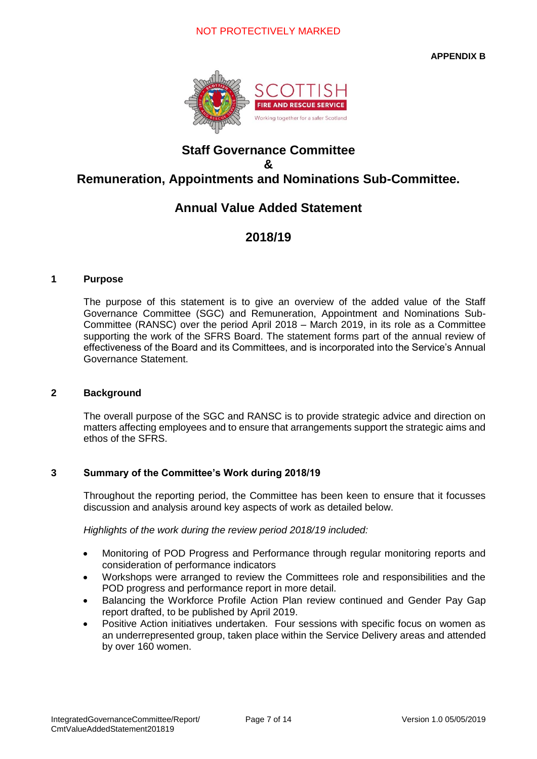**APPENDIX B**

# Staff Governance Committee
# &
# Remuneration, Appointments and Nominations Sub-Committee.

## Annual Value Added Statement

## 2018/19

### 1 Purpose

The purpose of this statement is to give an overview of the added value of the Staff Governance Committee (SGC) and Remuneration, Appointment and Nominations Sub-Committee (RANSC) over the period April 2018 – March 2019, in its role as a Committee supporting the work of the SFRS Board. The statement forms part of the annual review of effectiveness of the Board and its Committees, and is incorporated into the Service's Annual Governance Statement.

### 2 Background

The overall purpose of the SGC and RANSC is to provide strategic advice and direction on matters affecting employees and to ensure that arrangements support the strategic aims and ethos of the SFRS.

### 3 Summary of the Committee's Work during 2018/19

Throughout the reporting period, the Committee has been keen to ensure that it focusses discussion and analysis around key aspects of work as detailed below.

*Highlights of the work during the review period 2018/19 included:*

- Monitoring of POD Progress and Performance through regular monitoring reports and consideration of performance indicators
- Workshops were arranged to review the Committees role and responsibilities and the POD progress and performance report in more detail.
- Balancing the Workforce Profile Action Plan review continued and Gender Pay Gap report drafted, to be published by April 2019.
- Positive Action initiatives undertaken. Four sessions with specific focus on women as an underrepresented group, taken place within the Service Delivery areas and attended by over 160 women.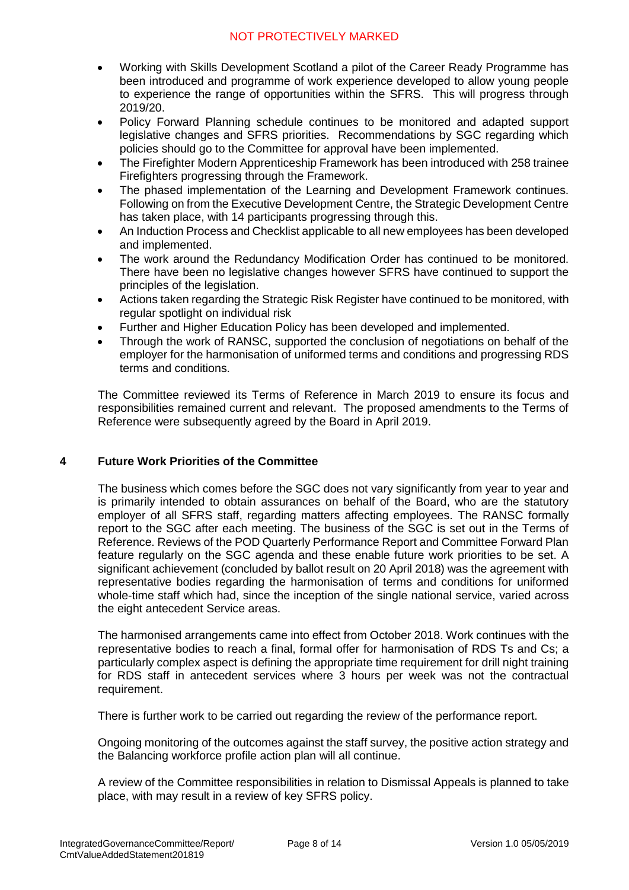- Working with Skills Development Scotland a pilot of the Career Ready Programme has been introduced and programme of work experience developed to allow young people to experience the range of opportunities within the SFRS. This will progress through 2019/20.
- Policy Forward Planning schedule continues to be monitored and adapted support legislative changes and SFRS priorities. Recommendations by SGC regarding which policies should go to the Committee for approval have been implemented.
- The Firefighter Modern Apprenticeship Framework has been introduced with 258 trainee Firefighters progressing through the Framework.
- The phased implementation of the Learning and Development Framework continues. Following on from the Executive Development Centre, the Strategic Development Centre has taken place, with 14 participants progressing through this.
- An Induction Process and Checklist applicable to all new employees has been developed and implemented.
- The work around the Redundancy Modification Order has continued to be monitored. There have been no legislative changes however SFRS have continued to support the principles of the legislation.
- Actions taken regarding the Strategic Risk Register have continued to be monitored, with regular spotlight on individual risk
- Further and Higher Education Policy has been developed and implemented.
- Through the work of RANSC, supported the conclusion of negotiations on behalf of the employer for the harmonisation of uniformed terms and conditions and progressing RDS terms and conditions.

The Committee reviewed its Terms of Reference in March 2019 to ensure its focus and responsibilities remained current and relevant. The proposed amendments to the Terms of Reference were subsequently agreed by the Board in April 2019.

## 4 Future Work Priorities of the Committee

The business which comes before the SGC does not vary significantly from year to year and is primarily intended to obtain assurances on behalf of the Board, who are the statutory employer of all SFRS staff, regarding matters affecting employees. The RANSC formally report to the SGC after each meeting. The business of the SGC is set out in the Terms of Reference. Reviews of the POD Quarterly Performance Report and Committee Forward Plan feature regularly on the SGC agenda and these enable future work priorities to be set. A significant achievement (concluded by ballot result on 20 April 2018) was the agreement with representative bodies regarding the harmonisation of terms and conditions for uniformed whole-time staff which had, since the inception of the single national service, varied across the eight antecedent Service areas.

The harmonised arrangements came into effect from October 2018. Work continues with the representative bodies to reach a final, formal offer for harmonisation of RDS Ts and Cs; a particularly complex aspect is defining the appropriate time requirement for drill night training for RDS staff in antecedent services where 3 hours per week was not the contractual requirement.

There is further work to be carried out regarding the review of the performance report.

Ongoing monitoring of the outcomes against the staff survey, the positive action strategy and the Balancing workforce profile action plan will all continue.

A review of the Committee responsibilities in relation to Dismissal Appeals is planned to take place, with may result in a review of key SFRS policy.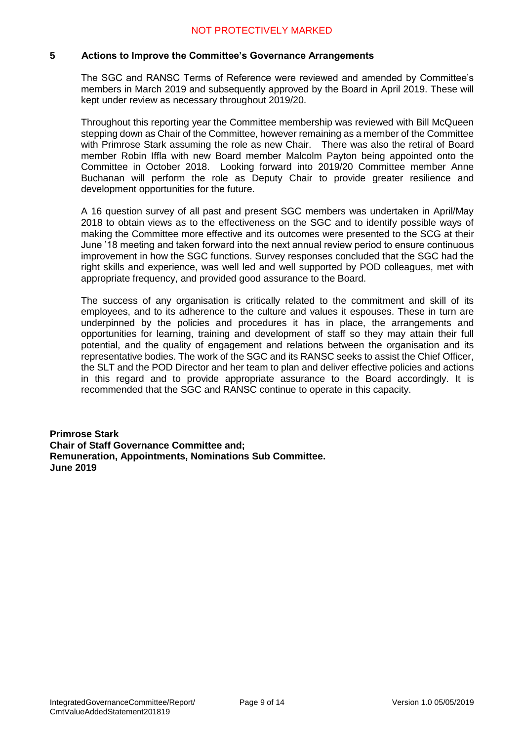## 5 Actions to Improve the Committee's Governance Arrangements

The SGC and RANSC Terms of Reference were reviewed and amended by Committee's members in March 2019 and subsequently approved by the Board in April 2019. These will kept under review as necessary throughout 2019/20.

Throughout this reporting year the Committee membership was reviewed with Bill McQueen stepping down as Chair of the Committee, however remaining as a member of the Committee with Primrose Stark assuming the role as new Chair. There was also the retiral of Board member Robin Iffla with new Board member Malcolm Payton being appointed onto the Committee in October 2018. Looking forward into 2019/20 Committee member Anne Buchanan will perform the role as Deputy Chair to provide greater resilience and development opportunities for the future.

A 16 question survey of all past and present SGC members was undertaken in April/May 2018 to obtain views as to the effectiveness on the SGC and to identify possible ways of making the Committee more effective and its outcomes were presented to the SCG at their June '18 meeting and taken forward into the next annual review period to ensure continuous improvement in how the SGC functions. Survey responses concluded that the SGC had the right skills and experience, was well led and well supported by POD colleagues, met with appropriate frequency, and provided good assurance to the Board.

The success of any organisation is critically related to the commitment and skill of its employees, and to its adherence to the culture and values it espouses. These in turn are underpinned by the policies and procedures it has in place, the arrangements and opportunities for learning, training and development of staff so they may attain their full potential, and the quality of engagement and relations between the organisation and its representative bodies. The work of the SGC and its RANSC seeks to assist the Chief Officer, the SLT and the POD Director and her team to plan and deliver effective policies and actions in this regard and to provide appropriate assurance to the Board accordingly. It is recommended that the SGC and RANSC continue to operate in this capacity.

**Primrose Stark**
**Chair of Staff Governance Committee and;**
**Remuneration, Appointments, Nominations Sub Committee.**
**June 2019**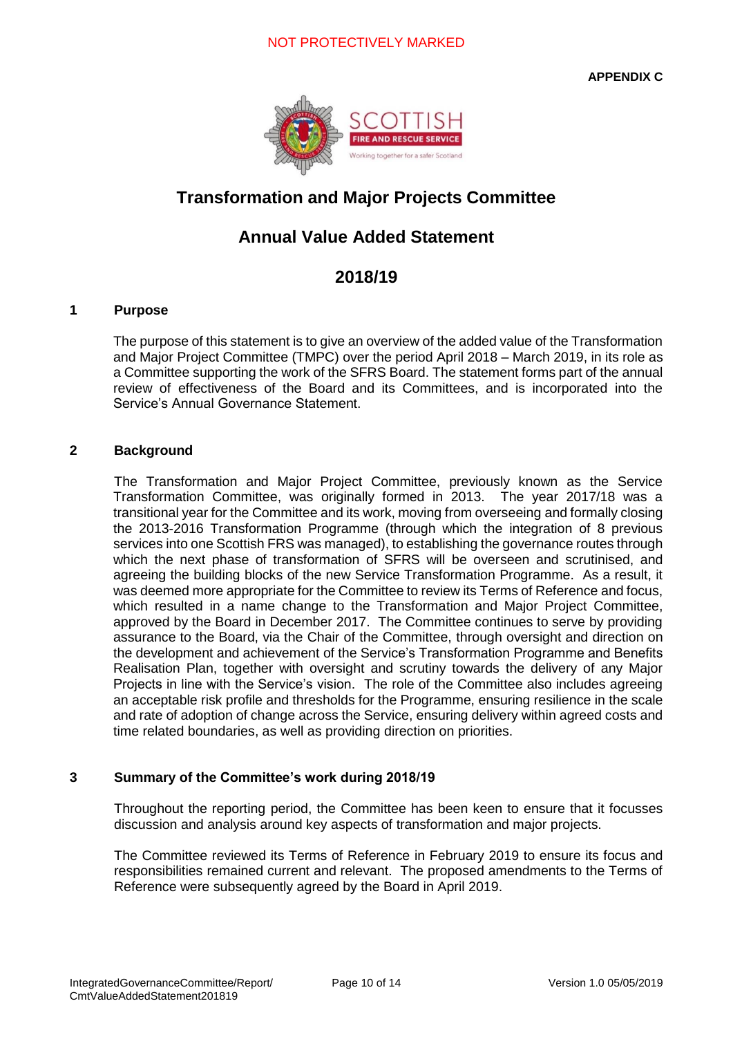NOT PROTECTIVELY MARKED

**APPENDIX C**

# Transformation and Major Projects Committee

## Annual Value Added Statement

## 2018/19

### 1 Purpose

The purpose of this statement is to give an overview of the added value of the Transformation and Major Project Committee (TMPC) over the period April 2018 – March 2019, in its role as a Committee supporting the work of the SFRS Board. The statement forms part of the annual review of effectiveness of the Board and its Committees, and is incorporated into the Service's Annual Governance Statement.

### 2 Background

The Transformation and Major Project Committee, previously known as the Service Transformation Committee, was originally formed in 2013. The year 2017/18 was a transitional year for the Committee and its work, moving from overseeing and formally closing the 2013-2016 Transformation Programme (through which the integration of 8 previous services into one Scottish FRS was managed), to establishing the governance routes through which the next phase of transformation of SFRS will be overseen and scrutinised, and agreeing the building blocks of the new Service Transformation Programme. As a result, it was deemed more appropriate for the Committee to review its Terms of Reference and focus, which resulted in a name change to the Transformation and Major Project Committee, approved by the Board in December 2017. The Committee continues to serve by providing assurance to the Board, via the Chair of the Committee, through oversight and direction on the development and achievement of the Service's Transformation Programme and Benefits Realisation Plan, together with oversight and scrutiny towards the delivery of any Major Projects in line with the Service's vision. The role of the Committee also includes agreeing an acceptable risk profile and thresholds for the Programme, ensuring resilience in the scale and rate of adoption of change across the Service, ensuring delivery within agreed costs and time related boundaries, as well as providing direction on priorities.

### 3 Summary of the Committee's work during 2018/19

Throughout the reporting period, the Committee has been keen to ensure that it focusses discussion and analysis around key aspects of transformation and major projects.

The Committee reviewed its Terms of Reference in February 2019 to ensure its focus and responsibilities remained current and relevant. The proposed amendments to the Terms of Reference were subsequently agreed by the Board in April 2019.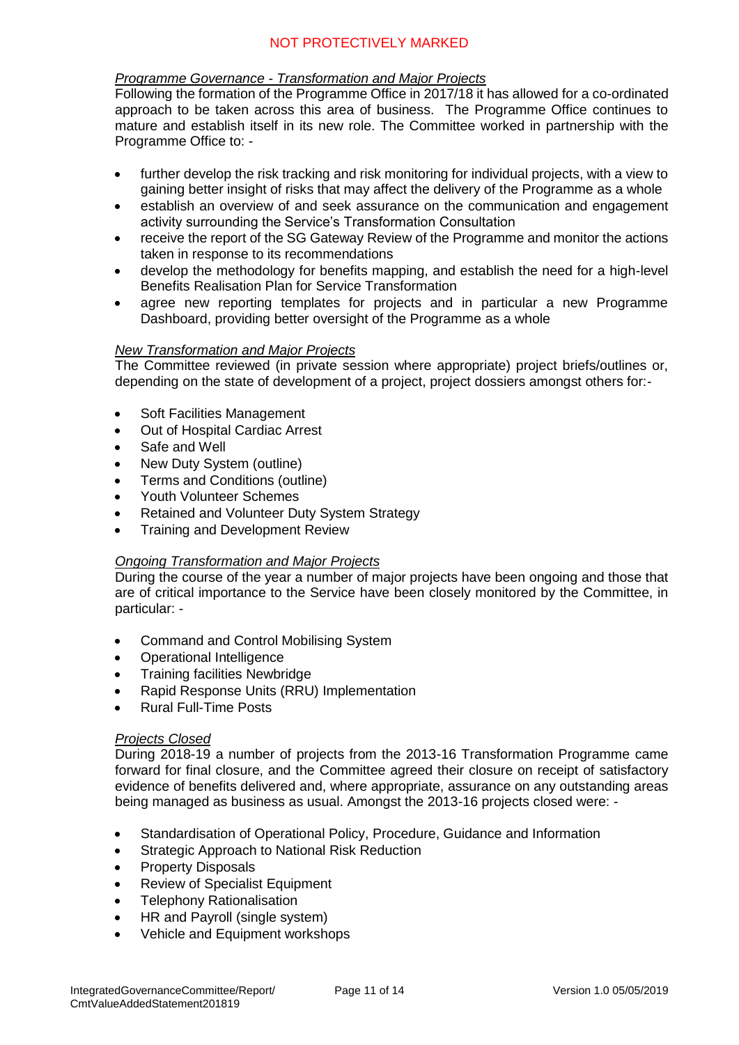*Programme Governance - Transformation and Major Projects*

Following the formation of the Programme Office in 2017/18 it has allowed for a co-ordinated approach to be taken across this area of business. The Programme Office continues to mature and establish itself in its new role. The Committee worked in partnership with the Programme Office to: -

- further develop the risk tracking and risk monitoring for individual projects, with a view to gaining better insight of risks that may affect the delivery of the Programme as a whole
- establish an overview of and seek assurance on the communication and engagement activity surrounding the Service's Transformation Consultation
- receive the report of the SG Gateway Review of the Programme and monitor the actions taken in response to its recommendations
- develop the methodology for benefits mapping, and establish the need for a high-level Benefits Realisation Plan for Service Transformation
- agree new reporting templates for projects and in particular a new Programme Dashboard, providing better oversight of the Programme as a whole

*New Transformation and Major Projects*

The Committee reviewed (in private session where appropriate) project briefs/outlines or, depending on the state of development of a project, project dossiers amongst others for:-

- Soft Facilities Management
- Out of Hospital Cardiac Arrest
- Safe and Well
- New Duty System (outline)
- Terms and Conditions (outline)
- Youth Volunteer Schemes
- Retained and Volunteer Duty System Strategy
- Training and Development Review

*Ongoing Transformation and Major Projects*

During the course of the year a number of major projects have been ongoing and those that are of critical importance to the Service have been closely monitored by the Committee, in particular: -

- Command and Control Mobilising System
- Operational Intelligence
- Training facilities Newbridge
- Rapid Response Units (RRU) Implementation
- Rural Full-Time Posts

*Projects Closed*

During 2018-19 a number of projects from the 2013-16 Transformation Programme came forward for final closure, and the Committee agreed their closure on receipt of satisfactory evidence of benefits delivered and, where appropriate, assurance on any outstanding areas being managed as business as usual. Amongst the 2013-16 projects closed were: -

- Standardisation of Operational Policy, Procedure, Guidance and Information
- Strategic Approach to National Risk Reduction
- Property Disposals
- Review of Specialist Equipment
- Telephony Rationalisation
- HR and Payroll (single system)
- Vehicle and Equipment workshops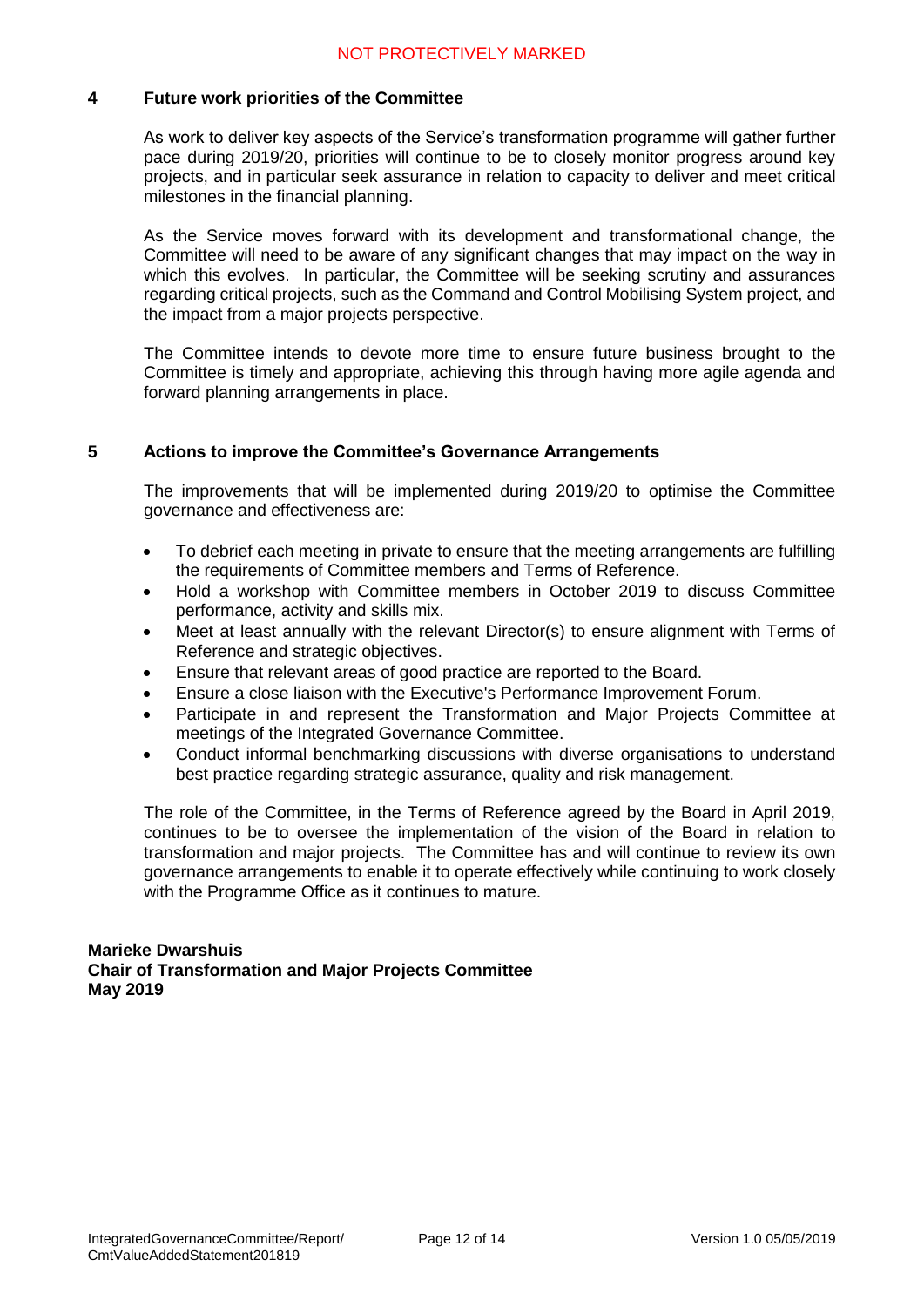## 4 Future work priorities of the Committee

As work to deliver key aspects of the Service's transformation programme will gather further pace during 2019/20, priorities will continue to be to closely monitor progress around key projects, and in particular seek assurance in relation to capacity to deliver and meet critical milestones in the financial planning.

As the Service moves forward with its development and transformational change, the Committee will need to be aware of any significant changes that may impact on the way in which this evolves. In particular, the Committee will be seeking scrutiny and assurances regarding critical projects, such as the Command and Control Mobilising System project, and the impact from a major projects perspective.

The Committee intends to devote more time to ensure future business brought to the Committee is timely and appropriate, achieving this through having more agile agenda and forward planning arrangements in place.

## 5 Actions to improve the Committee's Governance Arrangements

The improvements that will be implemented during 2019/20 to optimise the Committee governance and effectiveness are:

- To debrief each meeting in private to ensure that the meeting arrangements are fulfilling the requirements of Committee members and Terms of Reference.
- Hold a workshop with Committee members in October 2019 to discuss Committee performance, activity and skills mix.
- Meet at least annually with the relevant Director(s) to ensure alignment with Terms of Reference and strategic objectives.
- Ensure that relevant areas of good practice are reported to the Board.
- Ensure a close liaison with the Executive's Performance Improvement Forum.
- Participate in and represent the Transformation and Major Projects Committee at meetings of the Integrated Governance Committee.
- Conduct informal benchmarking discussions with diverse organisations to understand best practice regarding strategic assurance, quality and risk management.

The role of the Committee, in the Terms of Reference agreed by the Board in April 2019, continues to be to oversee the implementation of the vision of the Board in relation to transformation and major projects. The Committee has and will continue to review its own governance arrangements to enable it to operate effectively while continuing to work closely with the Programme Office as it continues to mature.

**Marieke Dwarshuis**
**Chair of Transformation and Major Projects Committee**
**May 2019**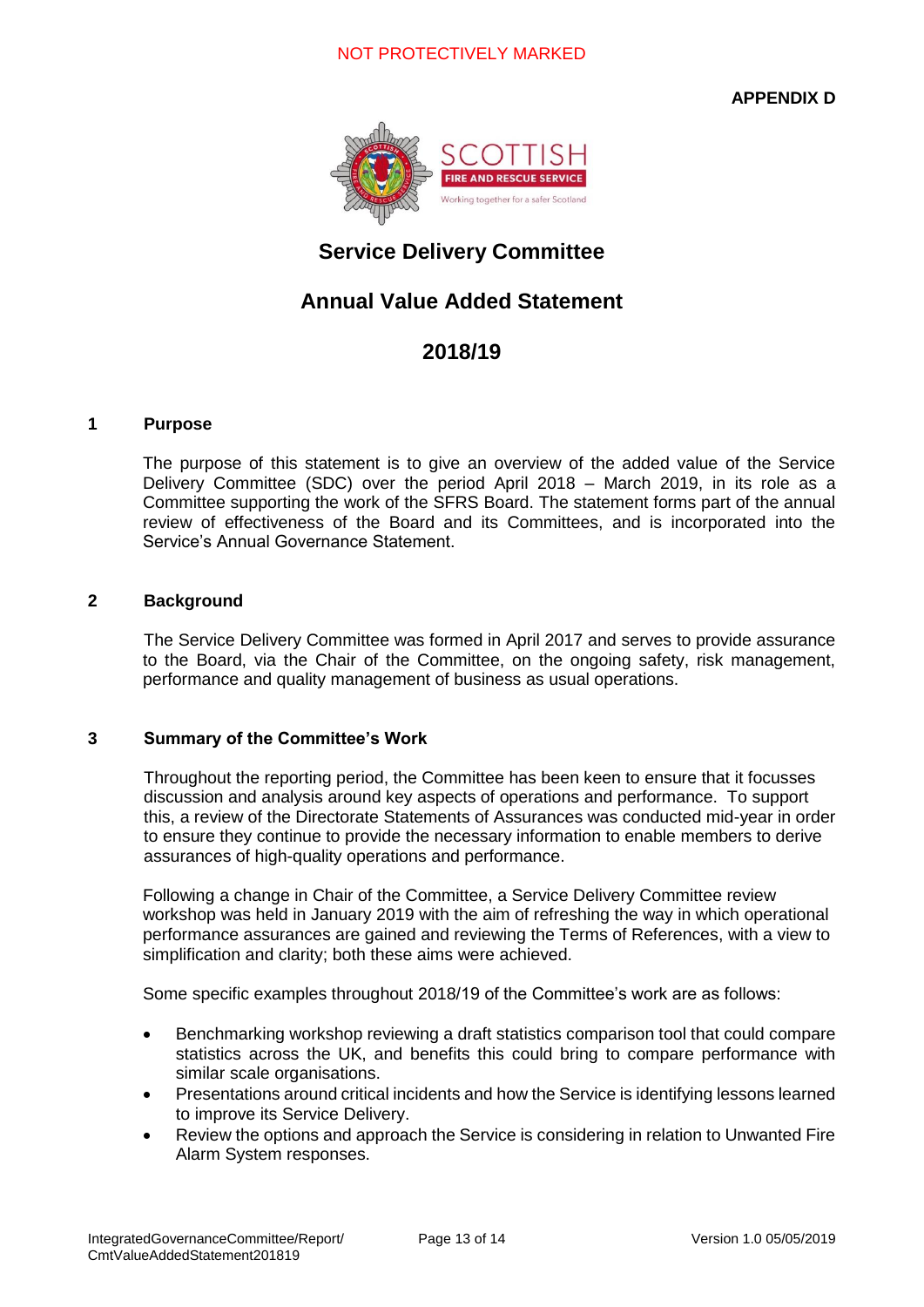**APPENDIX D**

# Service Delivery Committee

# Annual Value Added Statement

# 2018/19

## 1 Purpose

The purpose of this statement is to give an overview of the added value of the Service Delivery Committee (SDC) over the period April 2018 – March 2019, in its role as a Committee supporting the work of the SFRS Board. The statement forms part of the annual review of effectiveness of the Board and its Committees, and is incorporated into the Service's Annual Governance Statement.

## 2 Background

The Service Delivery Committee was formed in April 2017 and serves to provide assurance to the Board, via the Chair of the Committee, on the ongoing safety, risk management, performance and quality management of business as usual operations.

## 3 Summary of the Committee's Work

Throughout the reporting period, the Committee has been keen to ensure that it focusses discussion and analysis around key aspects of operations and performance. To support this, a review of the Directorate Statements of Assurances was conducted mid-year in order to ensure they continue to provide the necessary information to enable members to derive assurances of high-quality operations and performance.

Following a change in Chair of the Committee, a Service Delivery Committee review workshop was held in January 2019 with the aim of refreshing the way in which operational performance assurances are gained and reviewing the Terms of References, with a view to simplification and clarity; both these aims were achieved.

Some specific examples throughout 2018/19 of the Committee's work are as follows:

- Benchmarking workshop reviewing a draft statistics comparison tool that could compare statistics across the UK, and benefits this could bring to compare performance with similar scale organisations.
- Presentations around critical incidents and how the Service is identifying lessons learned to improve its Service Delivery.
- Review the options and approach the Service is considering in relation to Unwanted Fire Alarm System responses.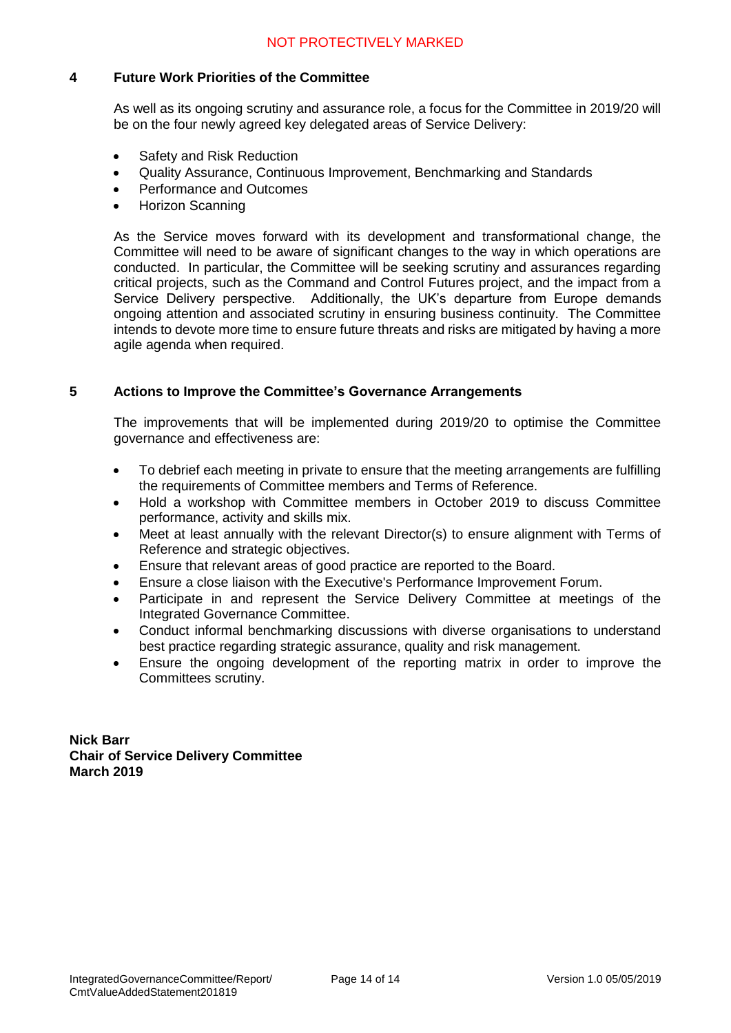## 4 Future Work Priorities of the Committee

As well as its ongoing scrutiny and assurance role, a focus for the Committee in 2019/20 will be on the four newly agreed key delegated areas of Service Delivery:

- Safety and Risk Reduction
- Quality Assurance, Continuous Improvement, Benchmarking and Standards
- Performance and Outcomes
- Horizon Scanning

As the Service moves forward with its development and transformational change, the Committee will need to be aware of significant changes to the way in which operations are conducted. In particular, the Committee will be seeking scrutiny and assurances regarding critical projects, such as the Command and Control Futures project, and the impact from a Service Delivery perspective. Additionally, the UK's departure from Europe demands ongoing attention and associated scrutiny in ensuring business continuity. The Committee intends to devote more time to ensure future threats and risks are mitigated by having a more agile agenda when required.

## 5 Actions to Improve the Committee's Governance Arrangements

The improvements that will be implemented during 2019/20 to optimise the Committee governance and effectiveness are:

- To debrief each meeting in private to ensure that the meeting arrangements are fulfilling the requirements of Committee members and Terms of Reference.
- Hold a workshop with Committee members in October 2019 to discuss Committee performance, activity and skills mix.
- Meet at least annually with the relevant Director(s) to ensure alignment with Terms of Reference and strategic objectives.
- Ensure that relevant areas of good practice are reported to the Board.
- Ensure a close liaison with the Executive's Performance Improvement Forum.
- Participate in and represent the Service Delivery Committee at meetings of the Integrated Governance Committee.
- Conduct informal benchmarking discussions with diverse organisations to understand best practice regarding strategic assurance, quality and risk management.
- Ensure the ongoing development of the reporting matrix in order to improve the Committees scrutiny.

**Nick Barr**
**Chair of Service Delivery Committee**
**March 2019**